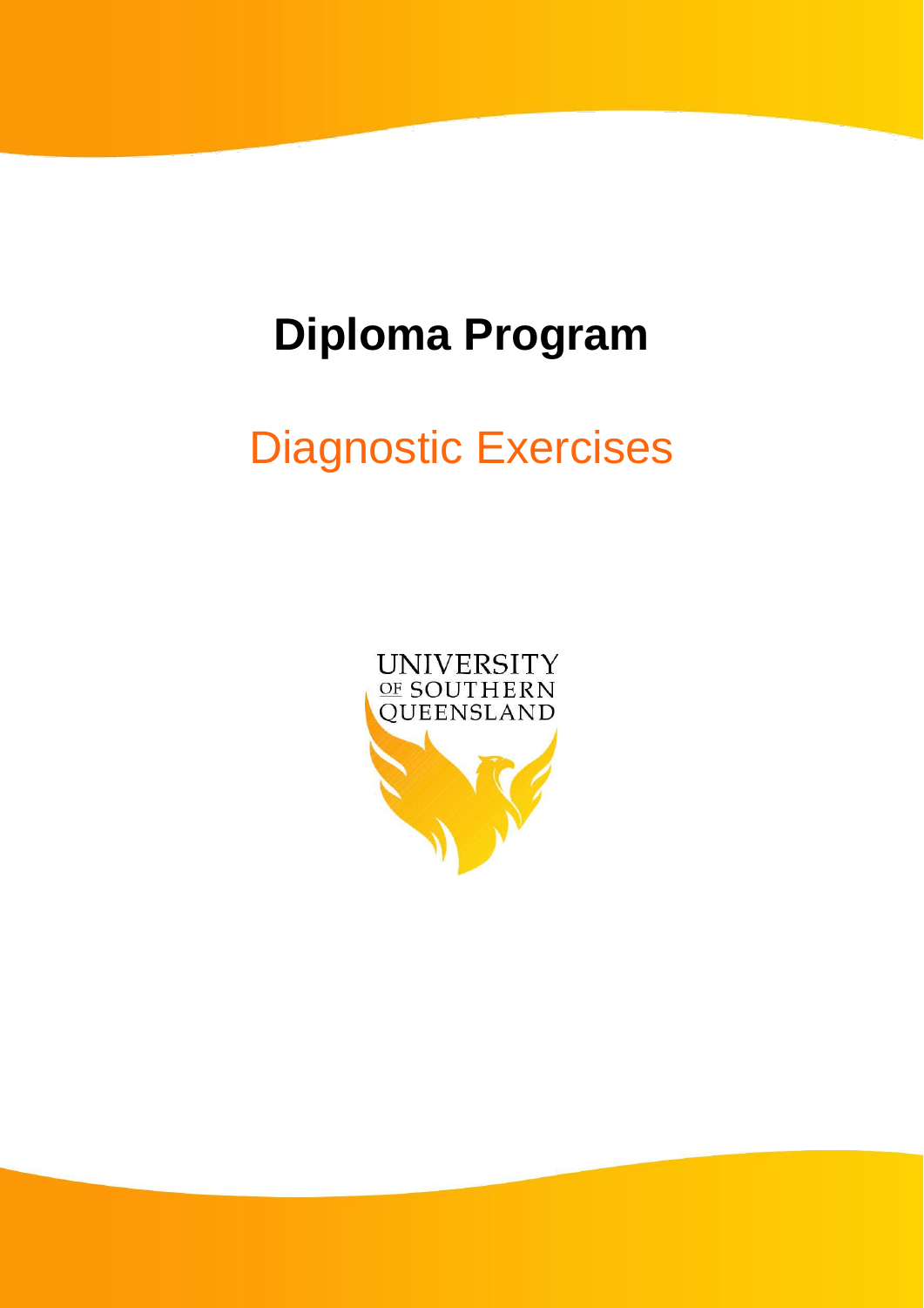# Diploma Program

## Diagnostic Exercises

UNIVERSITY
OF SOUTHERN
QUEENSLAND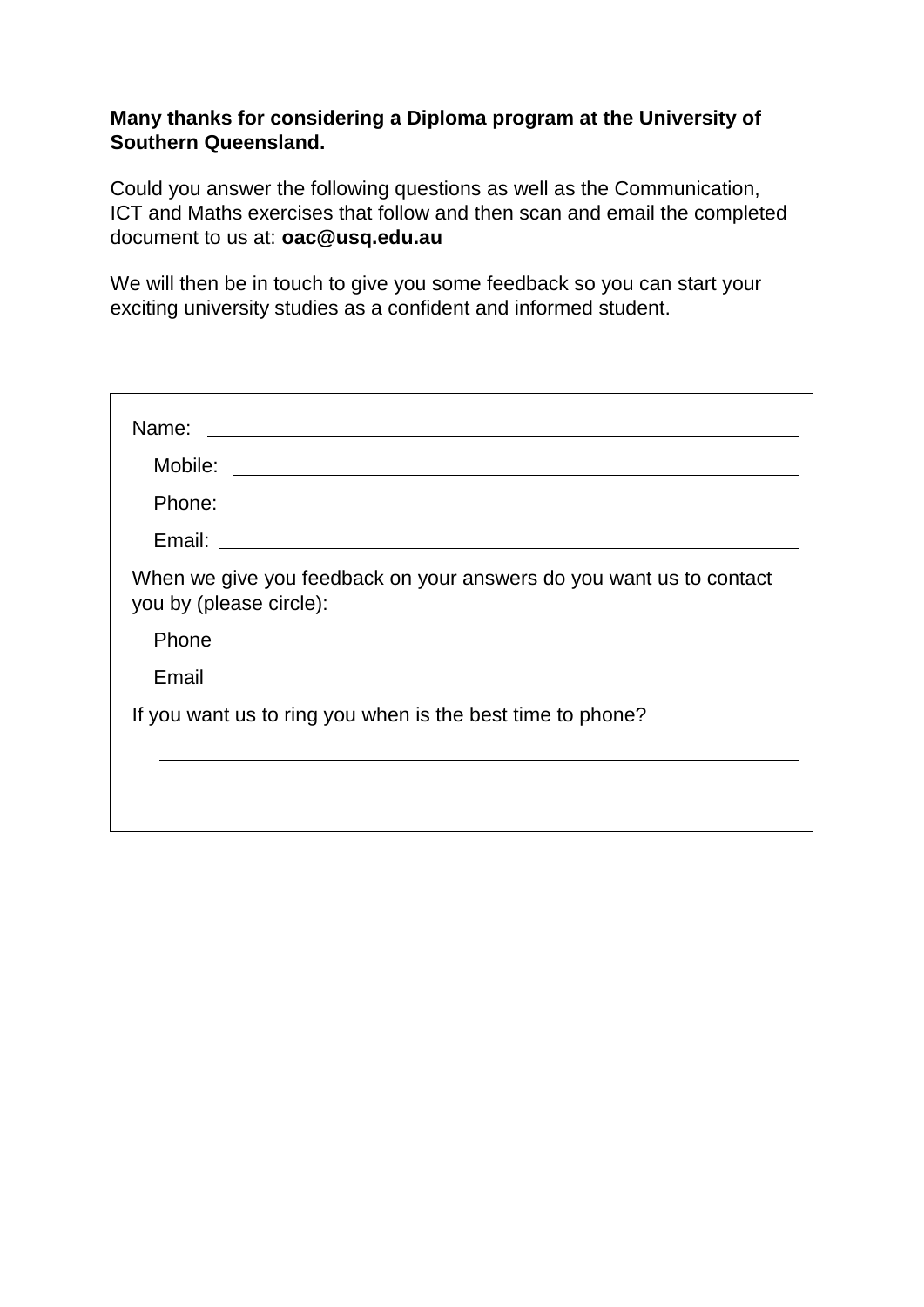**Many thanks for considering a Diploma program at the University of Southern Queensland.**

Could you answer the following questions as well as the Communication, ICT and Maths exercises that follow and then scan and email the completed document to us at: **oac@usq.edu.au**

We will then be in touch to give you some feedback so you can start your exciting university studies as a confident and informed student.

Name: ______________________________________________

Mobile: ______________________________________________

Phone: ______________________________________________

Email: ______________________________________________

When we give you feedback on your answers do you want us to contact you by (please circle):

Phone

Email

If you want us to ring you when is the best time to phone?

______________________________________________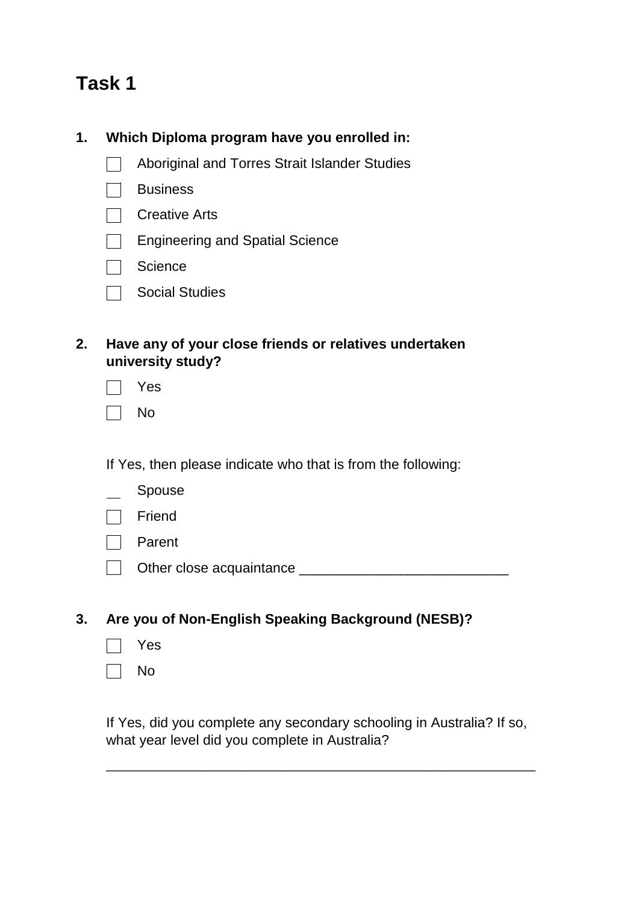# Task 1

**1. Which Diploma program have you enrolled in:**

- ☐ Aboriginal and Torres Strait Islander Studies
- ☐ Business
- ☐ Creative Arts
- ☐ Engineering and Spatial Science
- ☐ Science
- ☐ Social Studies

**2. Have any of your close friends or relatives undertaken university study?**

- ☐ Yes
- ☐ No

If Yes, then please indicate who that is from the following:

- __ Spouse
- ☐ Friend
- ☐ Parent
- ☐ Other close acquaintance ___________________________

**3. Are you of Non-English Speaking Background (NESB)?**

- ☐ Yes
- ☐ No

If Yes, did you complete any secondary schooling in Australia? If so, what year level did you complete in Australia?

_______________________________________________________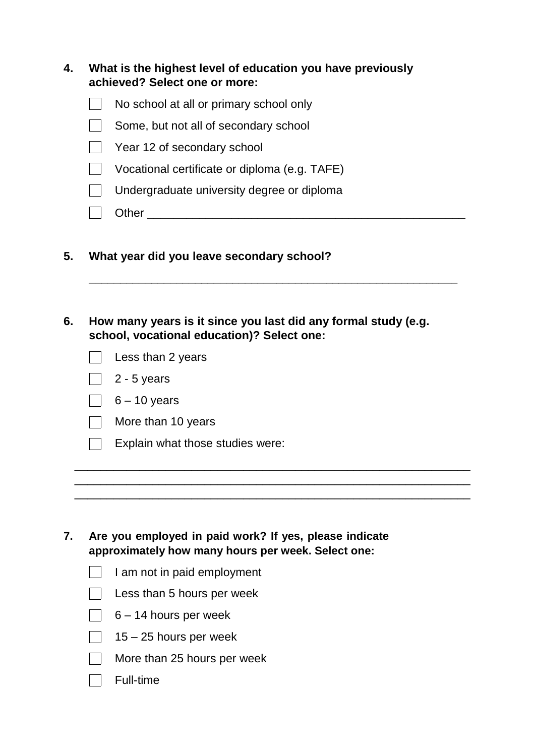**4. What is the highest level of education you have previously achieved? Select one or more:**

- ☐ No school at all or primary school only
- ☐ Some, but not all of secondary school
- ☐ Year 12 of secondary school
- ☐ Vocational certificate or diploma (e.g. TAFE)
- ☐ Undergraduate university degree or diploma
- ☐ Other ___________________________________________________

**5. What year did you leave secondary school?**

___________________________________________________________

**6. How many years is it since you last did any formal study (e.g. school, vocational education)? Select one:**

- ☐ Less than 2 years
- ☐ 2 - 5 years
- ☐ 6 – 10 years
- ☐ More than 10 years
- ☐ Explain what those studies were:

_______________________________________________________________
_______________________________________________________________
_______________________________________________________________

**7. Are you employed in paid work? If yes, please indicate approximately how many hours per week. Select one:**

- ☐ I am not in paid employment
- ☐ Less than 5 hours per week
- ☐ 6 – 14 hours per week
- ☐ 15 – 25 hours per week
- ☐ More than 25 hours per week
- ☐ Full-time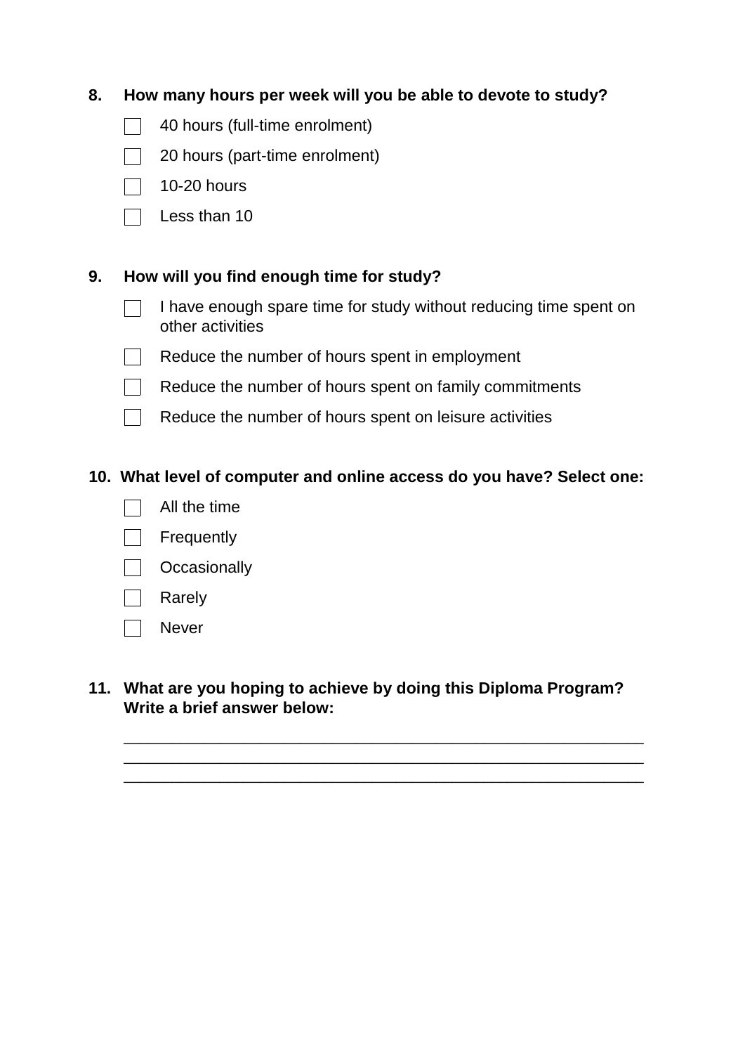**8. How many hours per week will you be able to devote to study?**

- ☐ 40 hours (full-time enrolment)
- ☐ 20 hours (part-time enrolment)
- ☐ 10-20 hours
- ☐ Less than 10

**9. How will you find enough time for study?**

- ☐ I have enough spare time for study without reducing time spent on other activities
- ☐ Reduce the number of hours spent in employment
- ☐ Reduce the number of hours spent on family commitments
- ☐ Reduce the number of hours spent on leisure activities

**10. What level of computer and online access do you have? Select one:**

- ☐ All the time
- ☐ Frequently
- ☐ Occasionally
- ☐ Rarely
- ☐ Never

**11. What are you hoping to achieve by doing this Diploma Program? Write a brief answer below:**

\_\_\_\_\_\_\_\_\_\_\_\_\_\_\_\_\_\_\_\_\_\_\_\_\_\_\_\_\_\_\_\_\_\_\_\_\_\_\_\_\_\_\_\_\_\_\_\_\_\_\_\_\_\_\_\_\_\_\_\_

\_\_\_\_\_\_\_\_\_\_\_\_\_\_\_\_\_\_\_\_\_\_\_\_\_\_\_\_\_\_\_\_\_\_\_\_\_\_\_\_\_\_\_\_\_\_\_\_\_\_\_\_\_\_\_\_\_\_\_\_

\_\_\_\_\_\_\_\_\_\_\_\_\_\_\_\_\_\_\_\_\_\_\_\_\_\_\_\_\_\_\_\_\_\_\_\_\_\_\_\_\_\_\_\_\_\_\_\_\_\_\_\_\_\_\_\_\_\_\_\_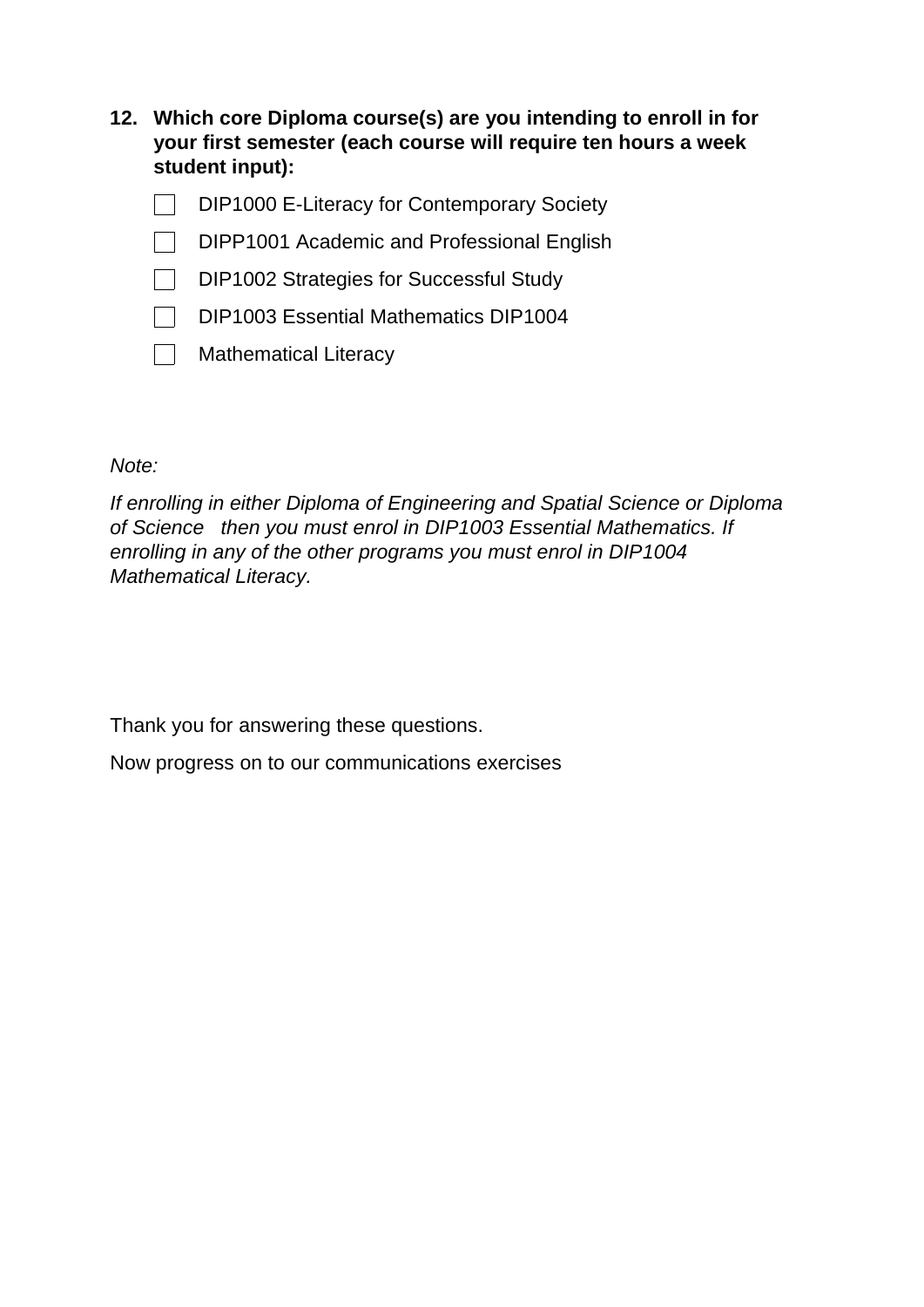**12. Which core Diploma course(s) are you intending to enroll in for your first semester (each course will require ten hours a week student input):**

- ☐ DIP1000 E-Literacy for Contemporary Society
- ☐ DIPP1001 Academic and Professional English
- ☐ DIP1002 Strategies for Successful Study
- ☐ DIP1003 Essential Mathematics DIP1004
- ☐ Mathematical Literacy

*Note:*

*If enrolling in either Diploma of Engineering and Spatial Science or Diploma of Science then you must enrol in DIP1003 Essential Mathematics. If enrolling in any of the other programs you must enrol in DIP1004 Mathematical Literacy.*

Thank you for answering these questions.

Now progress on to our communications exercises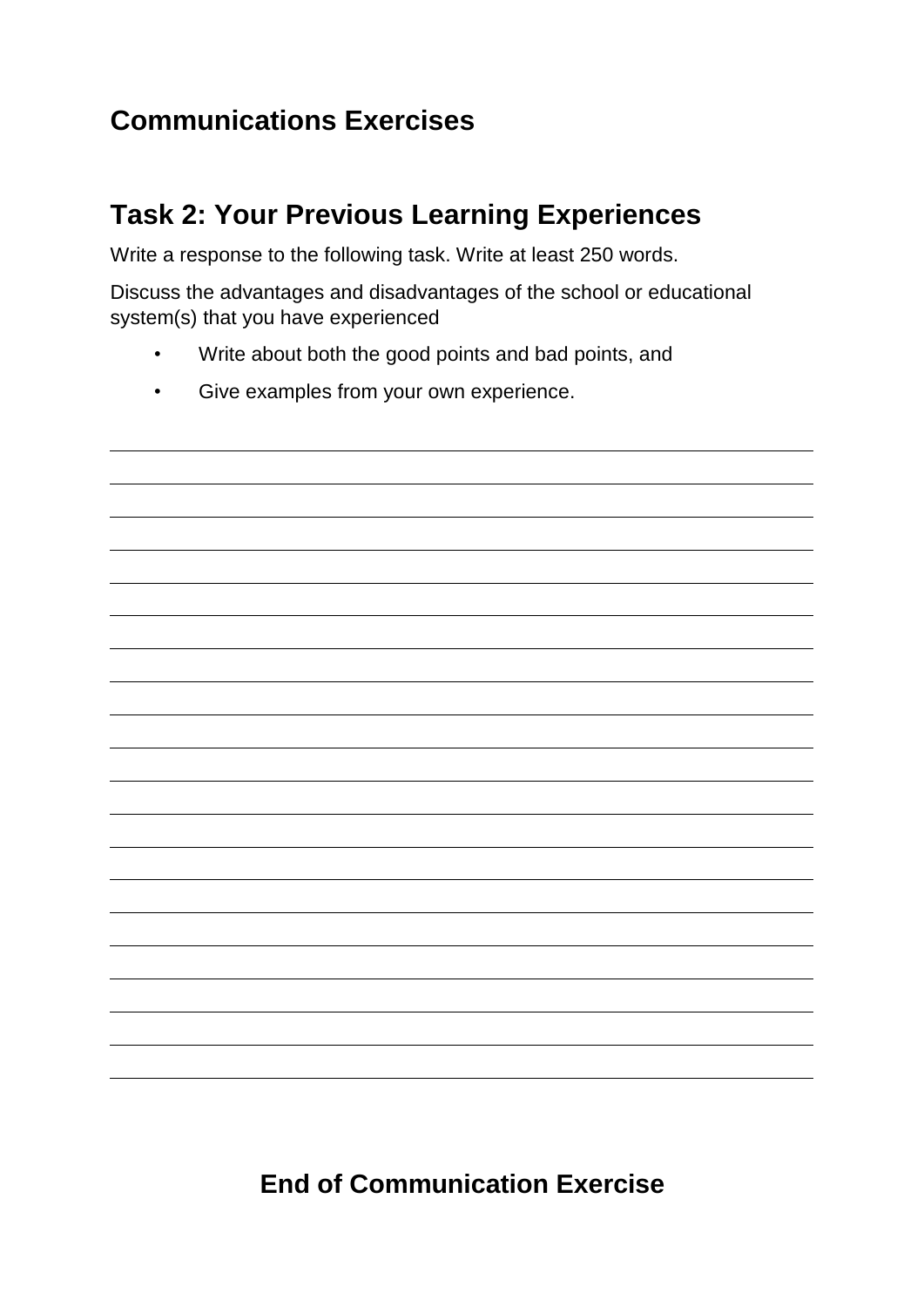## Communications Exercises

## Task 2: Your Previous Learning Experiences

Write a response to the following task. Write at least 250 words.

Discuss the advantages and disadvantages of the school or educational system(s) that you have experienced

- Write about both the good points and bad points, and
- Give examples from your own experience.

## End of Communication Exercise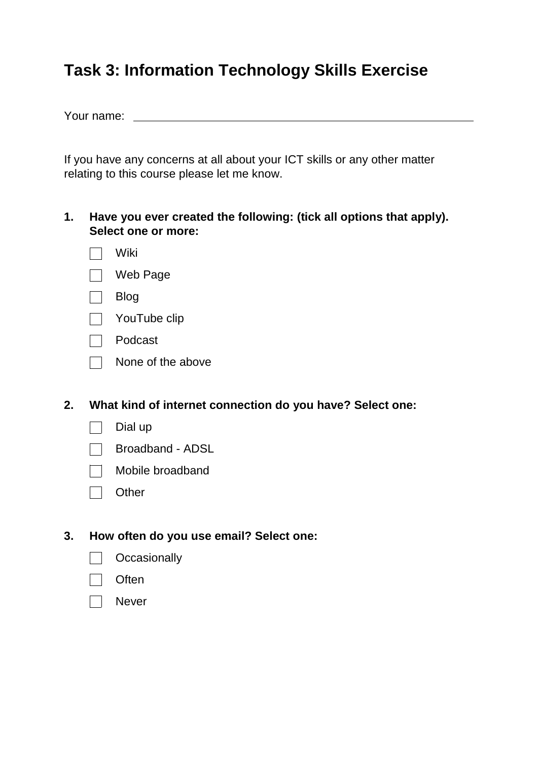# Task 3: Information Technology Skills Exercise

Your name: ______________________________________________

If you have any concerns at all about your ICT skills or any other matter relating to this course please let me know.

**1. Have you ever created the following: (tick all options that apply). Select one or more:**

- [ ] Wiki
- [ ] Web Page
- [ ] Blog
- [ ] YouTube clip
- [ ] Podcast
- [ ] None of the above

**2. What kind of internet connection do you have? Select one:**

- [ ] Dial up
- [ ] Broadband - ADSL
- [ ] Mobile broadband
- [ ] Other

**3. How often do you use email? Select one:**

- [ ] Occasionally
- [ ] Often
- [ ] Never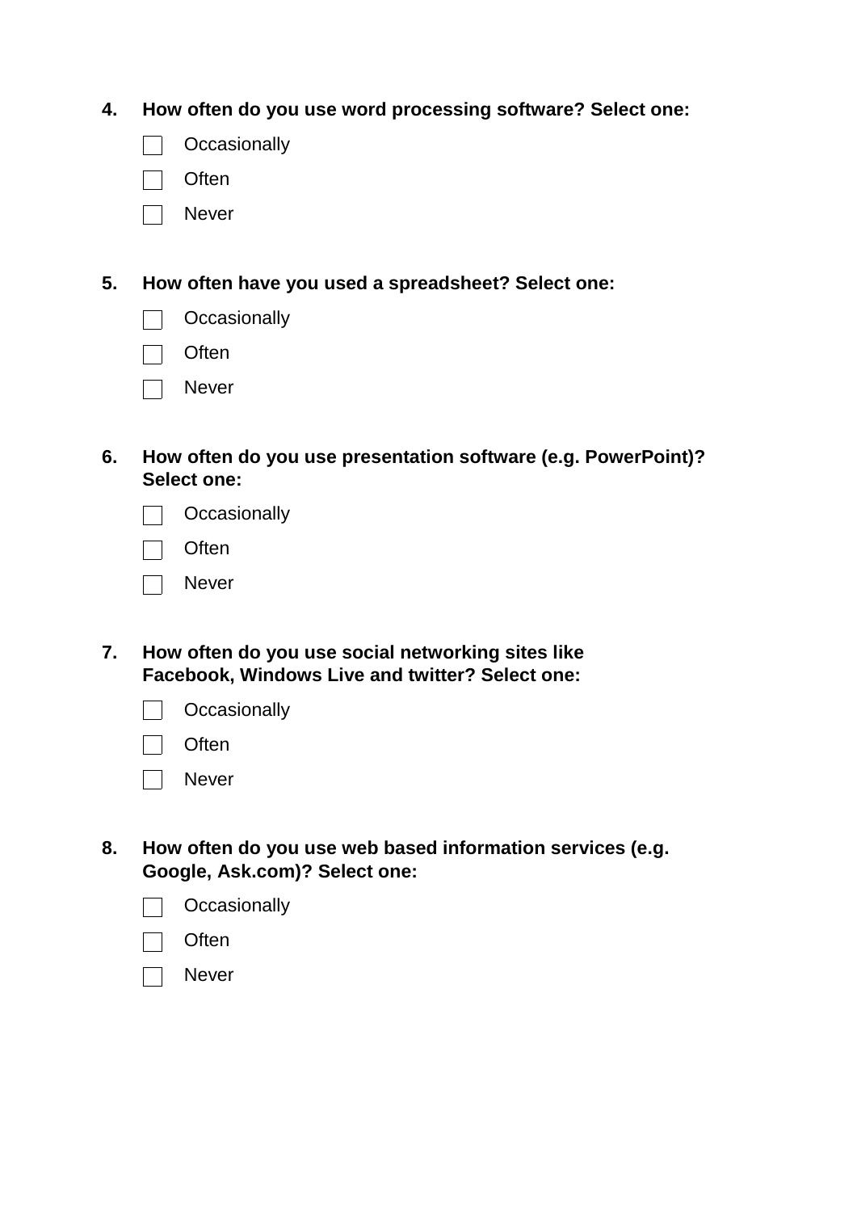**4. How often do you use word processing software? Select one:**

- ☐ Occasionally
- ☐ Often
- ☐ Never

**5. How often have you used a spreadsheet? Select one:**

- ☐ Occasionally
- ☐ Often
- ☐ Never

**6. How often do you use presentation software (e.g. PowerPoint)? Select one:**

- ☐ Occasionally
- ☐ Often
- ☐ Never

**7. How often do you use social networking sites like Facebook, Windows Live and twitter? Select one:**

- ☐ Occasionally
- ☐ Often
- ☐ Never

**8. How often do you use web based information services (e.g. Google, Ask.com)? Select one:**

- ☐ Occasionally
- ☐ Often
- ☐ Never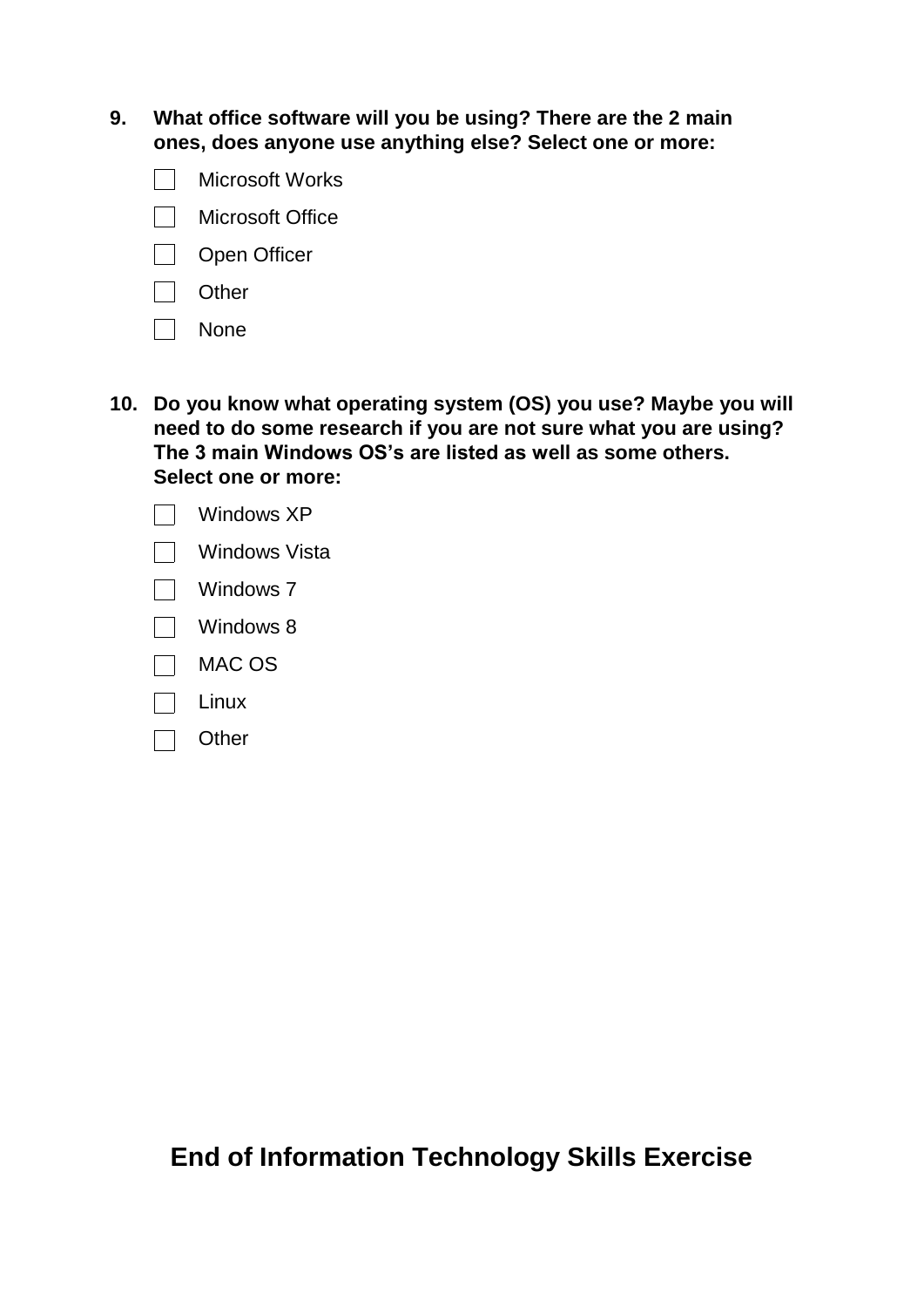**9. What office software will you be using? There are the 2 main ones, does anyone use anything else? Select one or more:**

- ☐ Microsoft Works
- ☐ Microsoft Office
- ☐ Open Officer
- ☐ Other
- ☐ None

**10. Do you know what operating system (OS) you use? Maybe you will need to do some research if you are not sure what you are using? The 3 main Windows OS's are listed as well as some others. Select one or more:**

- ☐ Windows XP
- ☐ Windows Vista
- ☐ Windows 7
- ☐ Windows 8
- ☐ MAC OS
- ☐ Linux
- ☐ Other

## End of Information Technology Skills Exercise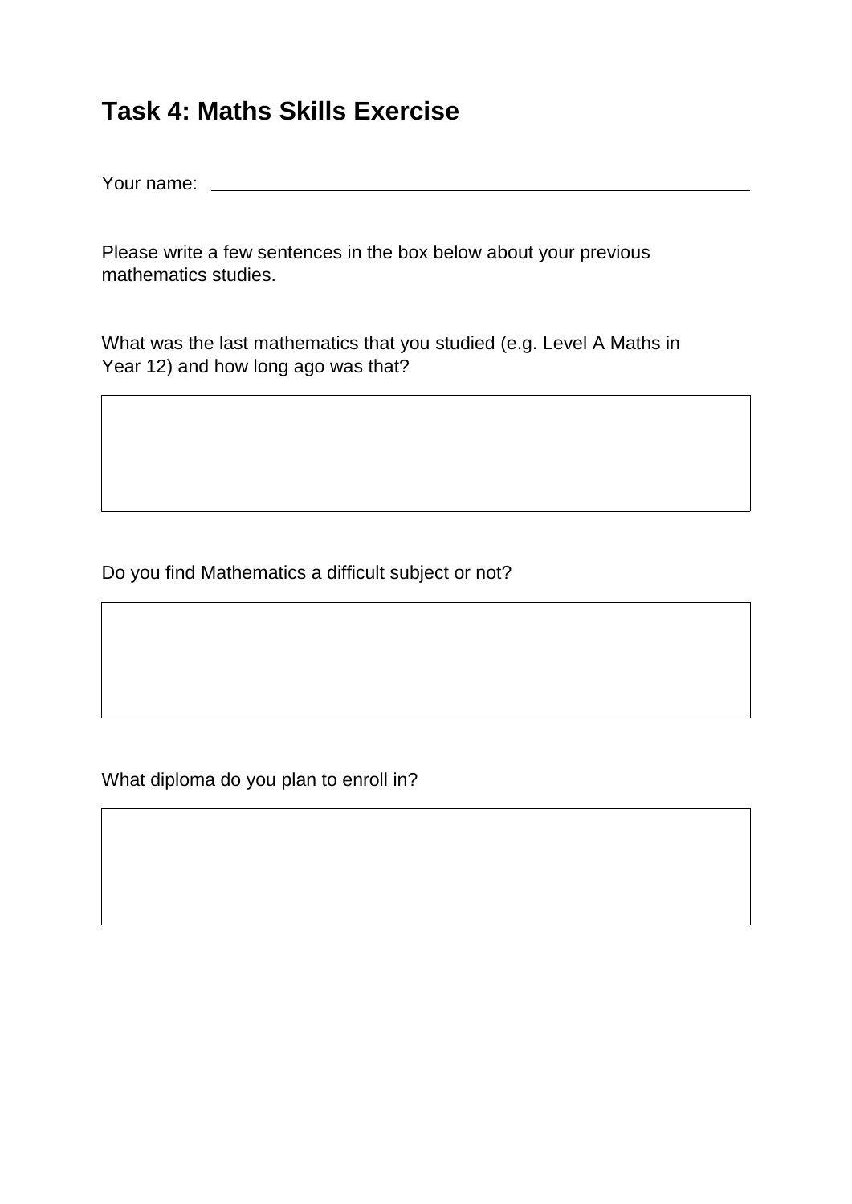# Task 4: Maths Skills Exercise

Your name: \_\_\_\_\_\_\_\_\_\_\_\_\_\_\_\_\_\_\_\_\_\_\_\_\_\_\_\_\_\_\_\_\_\_\_\_\_\_\_\_

Please write a few sentences in the box below about your previous mathematics studies.

What was the last mathematics that you studied (e.g. Level A Maths in Year 12) and how long ago was that?

| |
|---|
| |

Do you find Mathematics a difficult subject or not?

| |
|---|
| |

What diploma do you plan to enroll in?

| |
|---|
| |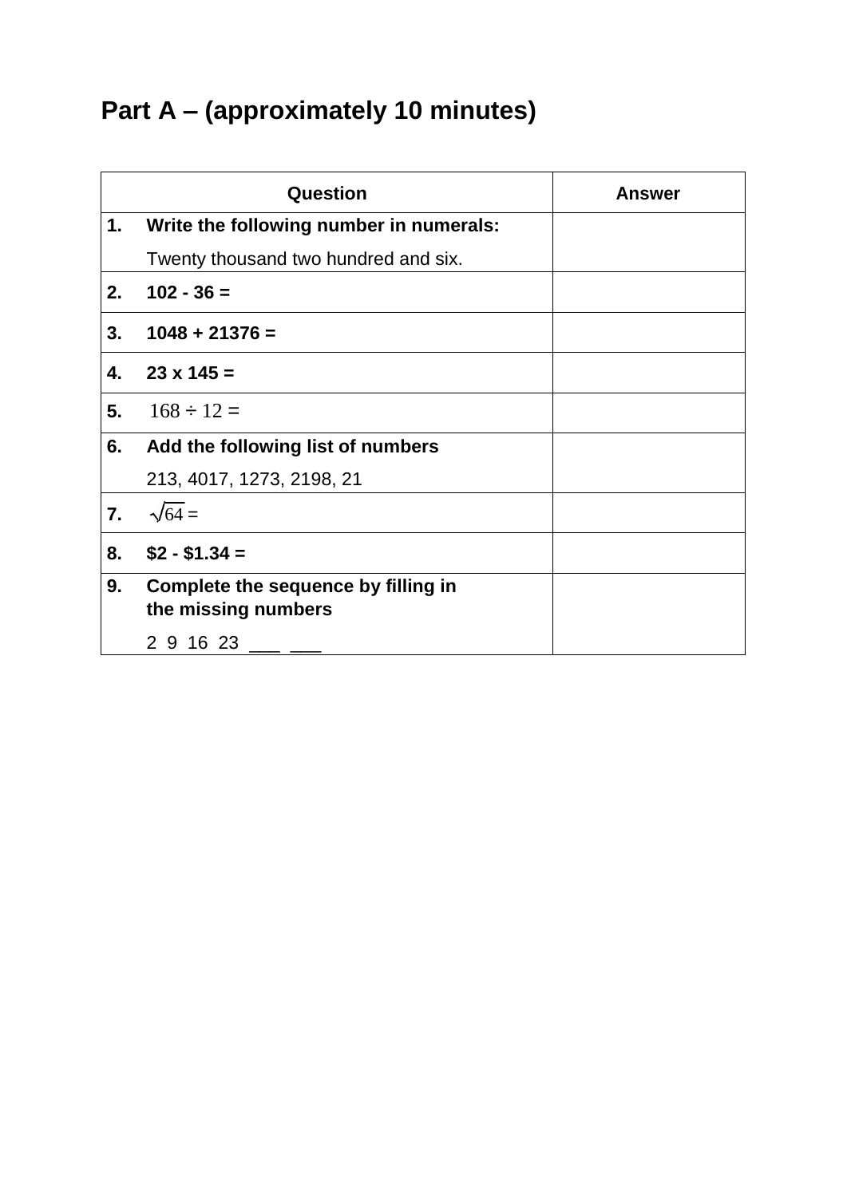## Part A – (approximately 10 minutes)

| Question | Answer |
|---|---|
| **1. Write the following number in numerals:** Twenty thousand two hundred and six. | |
| **2. 102 - 36 =** | |
| **3. 1048 + 21376 =** | |
| **4. 23 x 145 =** | |
| **5.** $168 \div 12 =$ | |
| **6. Add the following list of numbers** 213, 4017, 1273, 2198, 21 | |
| **7.** $\sqrt{64} =$ | |
| **8. $2 - $1.34 =** | |
| **9. Complete the sequence by filling in the missing numbers** 2 9 16 23 ___ ___ | |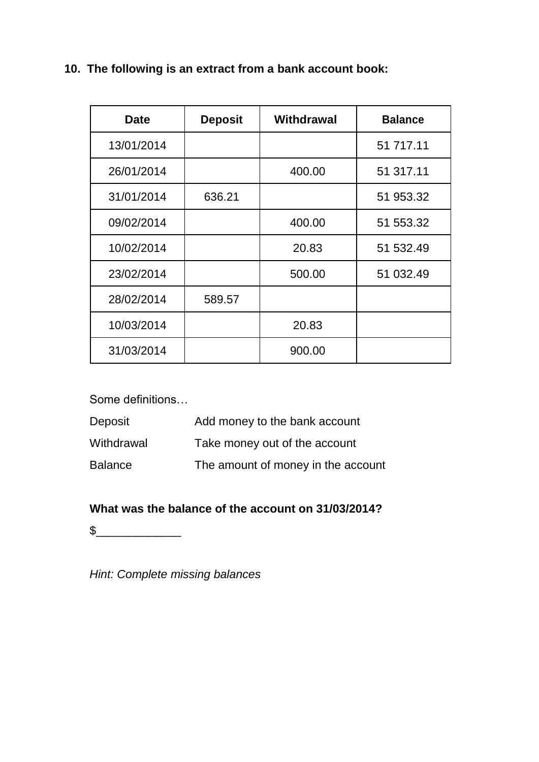**10. The following is an extract from a bank account book:**

| Date | Deposit | Withdrawal | Balance |
|---|---|---|---|
| 13/01/2014 | | | 51 717.11 |
| 26/01/2014 | | 400.00 | 51 317.11 |
| 31/01/2014 | 636.21 | | 51 953.32 |
| 09/02/2014 | | 400.00 | 51 553.32 |
| 10/02/2014 | | 20.83 | 51 532.49 |
| 23/02/2014 | | 500.00 | 51 032.49 |
| 28/02/2014 | 589.57 | | |
| 10/03/2014 | | 20.83 | |
| 31/03/2014 | | 900.00 | |

Some definitions…

| | |
|---|---|
| Deposit | Add money to the bank account |
| Withdrawal | Take money out of the account |
| Balance | The amount of money in the account |

**What was the balance of the account on 31/03/2014?**

$_____________

*Hint: Complete missing balances*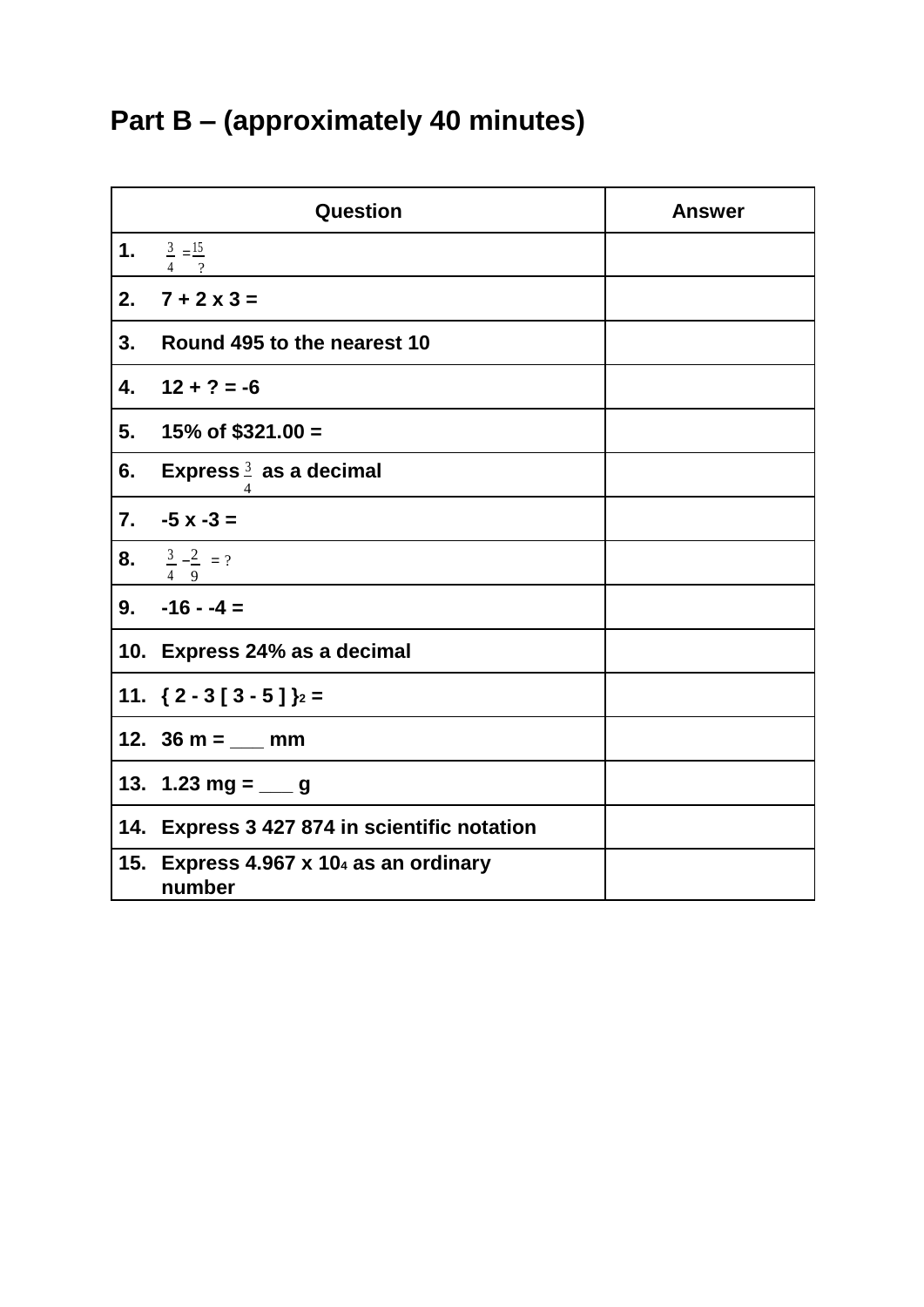## Part B – (approximately 40 minutes)

| Question | Answer |
|---|---|
| **1.** $\frac{3}{4} = \frac{15}{?}$ | |
| **2.** 7 + 2 x 3 = | |
| **3.** Round 495 to the nearest 10 | |
| **4.** 12 + ? = -6 | |
| **5.** 15% of $321.00 = | |
| **6.** Express $\frac{3}{4}$ as a decimal | |
| **7.** -5 x -3 = | |
| **8.** $\frac{3}{4} - \frac{2}{9} = ?$ | |
| **9.** -16 - -4 = | |
| **10.** Express 24% as a decimal | |
| **11.** $\{ 2 - 3 [ 3 - 5 ] \}^2 =$ | |
| **12.** 36 m = ___ mm | |
| **13.** 1.23 mg = ___ g | |
| **14.** Express 3 427 874 in scientific notation | |
| **15.** Express $4.967 \times 10^4$ as an ordinary number | |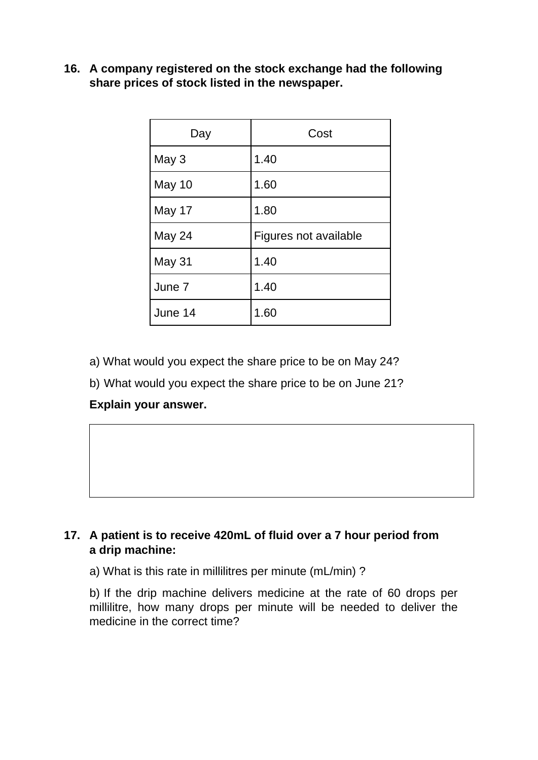**16. A company registered on the stock exchange had the following share prices of stock listed in the newspaper.**

| Day | Cost |
|---|---|
| May 3 | 1.40 |
| May 10 | 1.60 |
| May 17 | 1.80 |
| May 24 | Figures not available |
| May 31 | 1.40 |
| June 7 | 1.40 |
| June 14 | 1.60 |

a) What would you expect the share price to be on May 24?

b) What would you expect the share price to be on June 21?

**Explain your answer.**

**17. A patient is to receive 420mL of fluid over a 7 hour period from a drip machine:**

a) What is this rate in millilitres per minute (mL/min) ?

b) If the drip machine delivers medicine at the rate of 60 drops per millilitre, how many drops per minute will be needed to deliver the medicine in the correct time?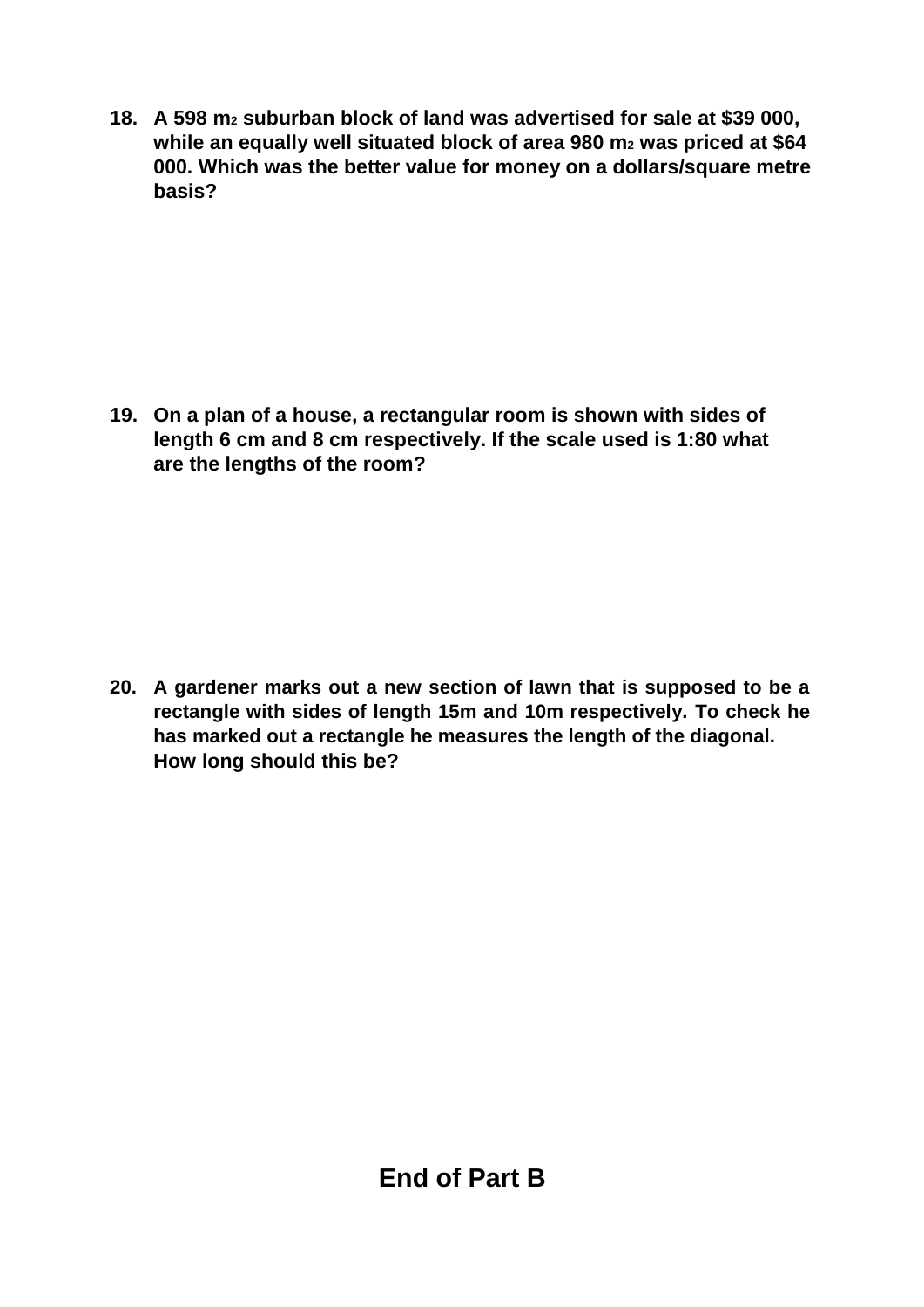**18. A 598 $m^2$ suburban block of land was advertised for sale at $39 000, while an equally well situated block of area 980 $m^2$ was priced at $64 000. Which was the better value for money on a dollars/square metre basis?**

**19. On a plan of a house, a rectangular room is shown with sides of length 6 cm and 8 cm respectively. If the scale used is 1:80 what are the lengths of the room?**

**20. A gardener marks out a new section of lawn that is supposed to be a rectangle with sides of length 15m and 10m respectively. To check he has marked out a rectangle he measures the length of the diagonal. How long should this be?**

## End of Part B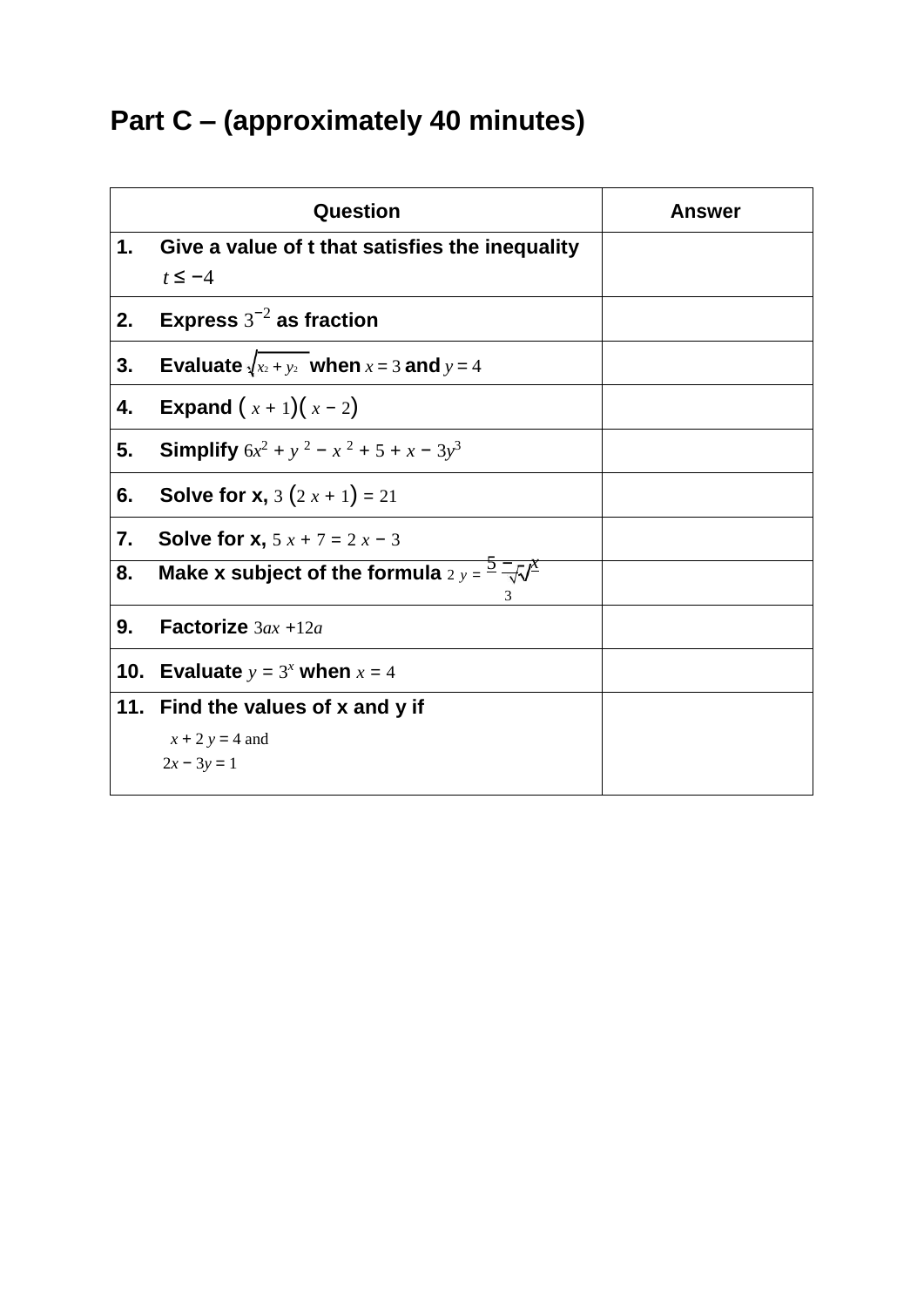## Part C – (approximately 40 minutes)

| Question | Answer |
|---|---|
| 1. **Give a value of t that satisfies the inequality** $t \le -4$ | |
| 2. **Express** $3^{-2}$ **as fraction** | |
| 3. **Evaluate** $\sqrt{x^2 + y^2}$ **when** $x = 3$ **and** $y = 4$ | |
| 4. **Expand** $(x + 1)(x - 2)$ | |
| 5. **Simplify** $6x^2 + y^2 - x^2 + 5 + x - 3y^3$ | |
| 6. **Solve for x,** $3(2x + 1) = 21$ | |
| 7. **Solve for x,** $5x + 7 = 2x - 3$ | |
| 8. **Make x subject of the formula** $2y = \frac{5 - \sqrt{x}}{3}$ | |
| 9. **Factorize** $3ax + 12a$ | |
| 10. **Evaluate** $y = 3^x$ **when** $x = 4$ | |
| 11. **Find the values of x and y if** $x + 2y = 4$ and $2x - 3y = 1$ | |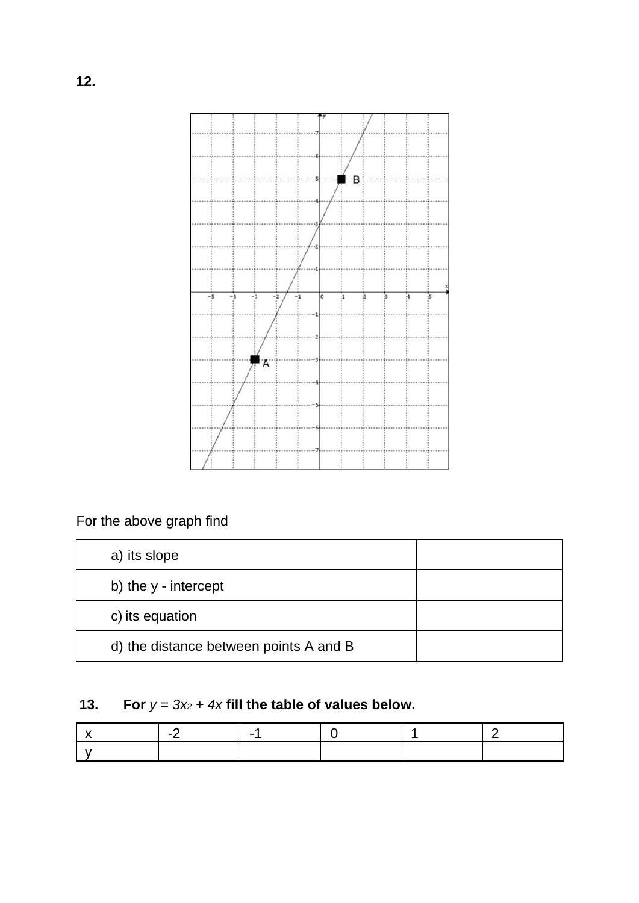**12.**

For the above graph find

| | |
|---|---|
| a) its slope | |
| b) the y - intercept | |
| c) its equation | |
| d) the distance between points A and B | |

**13. For** $y = 3x^2 + 4x$ **fill the table of values below.**

| x | -2 | -1 | 0 | 1 | 2 |
|---|---|---|---|---|---|
| y | | | | | |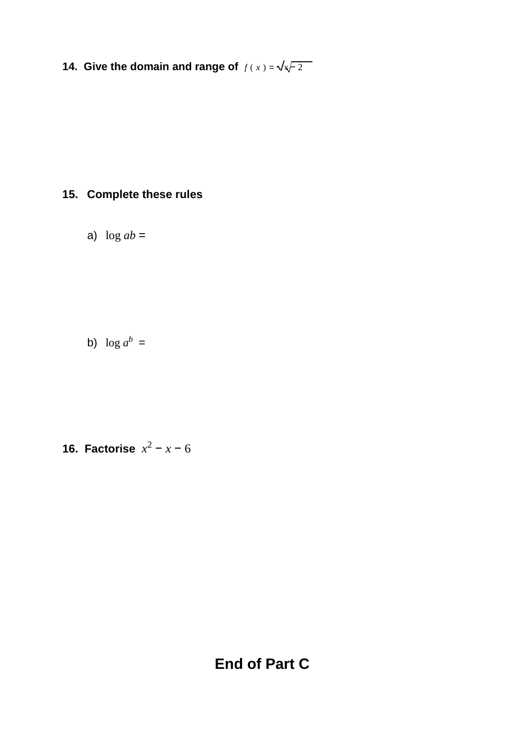**14. Give the domain and range of** $f(x) = \sqrt{x-2}$

**15. Complete these rules**

a) $\log ab =$

b) $\log a^b =$

**16. Factorise** $x^2 - x - 6$

## End of Part C